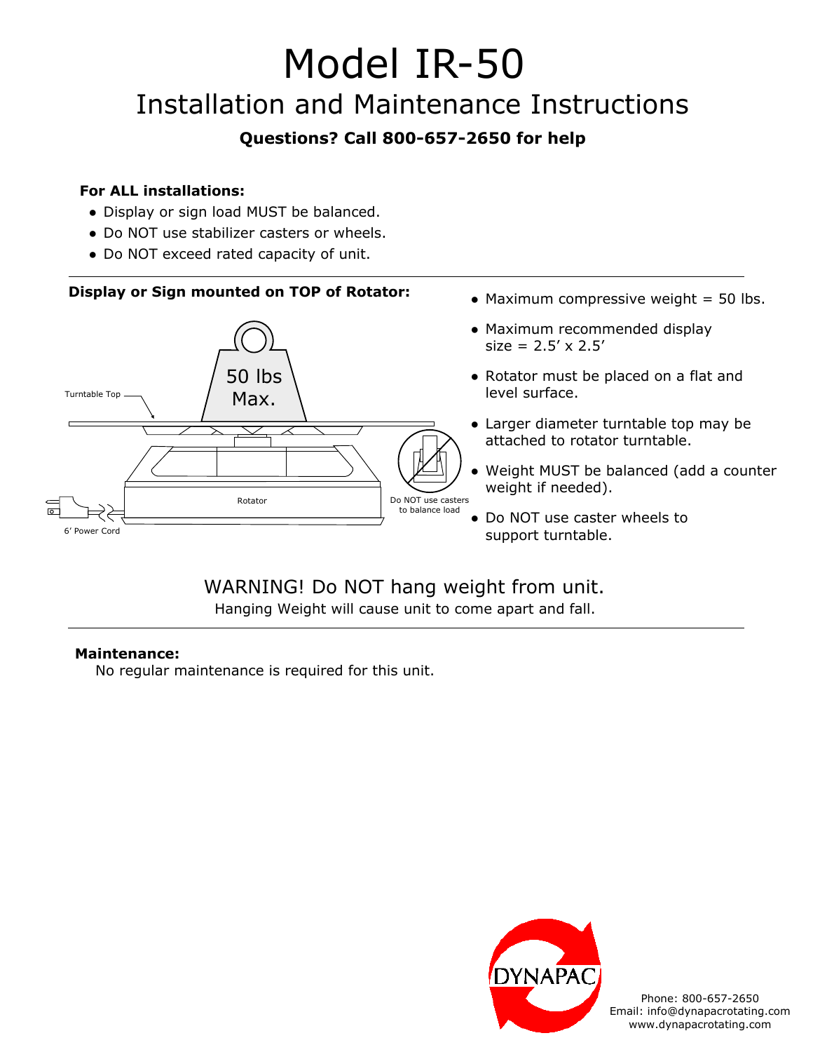# Model IR-50

## Installation and Maintenance Instructions

**Questions? Call 800-657-2650 for help**

**For ALL installations:**

- Display or sign load MUST be balanced.
- Do NOT use stabilizer casters or wheels.
- Do NOT exceed rated capacity of unit.

---

**Display or Sign mounted on TOP of Rotator:**

Turntable Top

50 lbs Max.

Rotator

6' Power Cord

Do NOT use casters to balance load

- Maximum compressive weight = 50 lbs.
- Maximum recommended display size = 2.5′ x 2.5′
- Rotator must be placed on a flat and level surface.
- Larger diameter turntable top may be attached to rotator turntable.
- Weight MUST be balanced (add a counter weight if needed).
- Do NOT use caster wheels to support turntable.

WARNING! Do NOT hang weight from unit.

Hanging Weight will cause unit to come apart and fall.

---

**Maintenance:**

No regular maintenance is required for this unit.

DYNAPAC

Phone: 800-657-2650
Email: info@dynapacrotating.com
www.dynapacrotating.com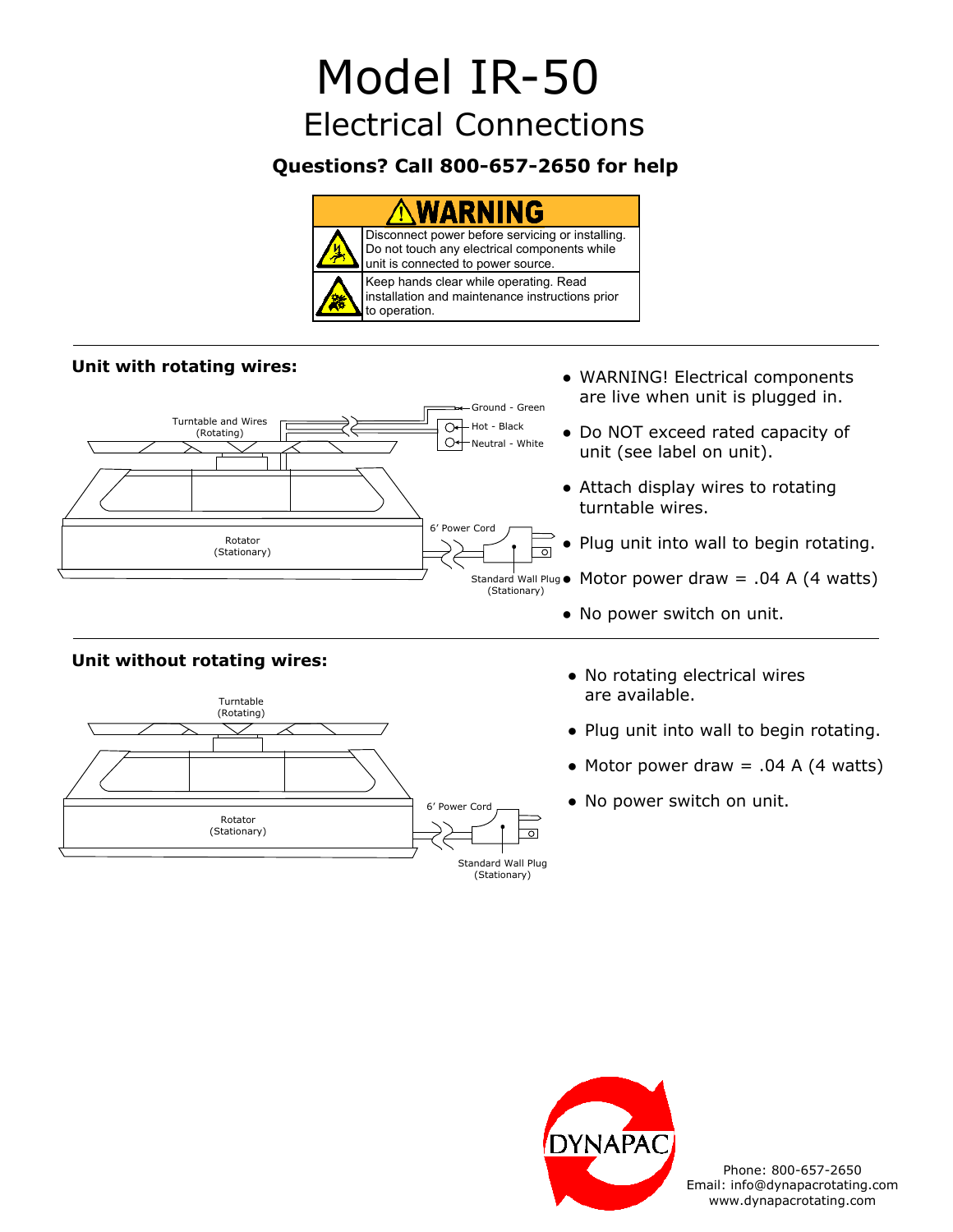# Model IR-50

## Electrical Connections

**Questions? Call 800-657-2650 for help**

| ⚠WARNING |
| --- |
| Disconnect power before servicing or installing. Do not touch any electrical components while unit is connected to power source. |
| Keep hands clear while operating. Read installation and maintenance instructions prior to operation. |

---

**Unit with rotating wires:**

Turntable and Wires (Rotating)

Ground - Green

Hot - Black

Neutral - White

Rotator (Stationary)

6' Power Cord

Standard Wall Plug (Stationary)

- WARNING! Electrical components are live when unit is plugged in.
- Do NOT exceed rated capacity of unit (see label on unit).
- Attach display wires to rotating turntable wires.
- Plug unit into wall to begin rotating.
- Motor power draw = .04 A (4 watts)
- No power switch on unit.

---

**Unit without rotating wires:**

Turntable (Rotating)

Rotator (Stationary)

6' Power Cord

Standard Wall Plug (Stationary)

- No rotating electrical wires are available.
- Plug unit into wall to begin rotating.
- Motor power draw = .04 A (4 watts)
- No power switch on unit.

DYNAPAC

Phone: 800-657-2650
Email: info@dynapacrotating.com
www.dynapacrotating.com